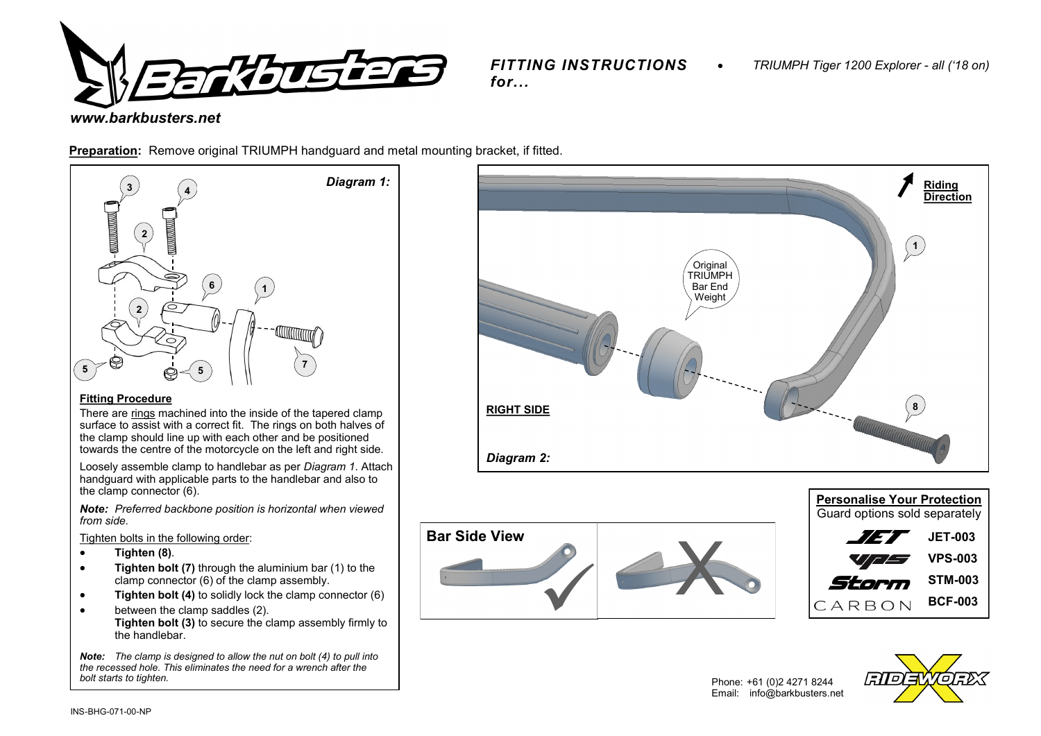# Barkbusters

*www.barkbusters.net*

***FITTING INSTRUCTIONS for...*** • *TRIUMPH Tiger 1200 Explorer - all ('18 on)*

**Preparation:** Remove original TRIUMPH handguard and metal mounting bracket, if fitted.

*Diagram 1:*

### Fitting Procedure

There are rings machined into the inside of the tapered clamp surface to assist with a correct fit. The rings on both halves of the clamp should line up with each other and be positioned towards the centre of the motorcycle on the left and right side.

Loosely assemble clamp to handlebar as per *Diagram 1*. Attach handguard with applicable parts to the handlebar and also to the clamp connector (6).

***Note:*** *Preferred backbone position is horizontal when viewed from side.*

Tighten bolts in the following order:

- **Tighten (8)**.
- **Tighten bolt (7)** through the aluminium bar (1) to the clamp connector (6) of the clamp assembly.
- **Tighten bolt (4)** to solidly lock the clamp connector (6) between the clamp saddles (2).
- **Tighten bolt (3)** to secure the clamp assembly firmly to the handlebar.

***Note:*** *The clamp is designed to allow the nut on bolt (4) to pull into the recessed hole. This eliminates the need for a wrench after the bolt starts to tighten.*

Riding Direction

Original TRIUMPH Bar End Weight

**RIGHT SIDE**

*Diagram 2:*

**Bar Side View**

### Personalise Your Protection

Guard options sold separately

| | |
|---|---|
| JET | **JET-003** |
| VPS | **VPS-003** |
| Storm | **STM-003** |
| CARBON | **BCF-003** |

Phone: +61 (0)2 4271 8244
Email: info@barkbusters.net

RIDEWORX

INS-BHG-071-00-NP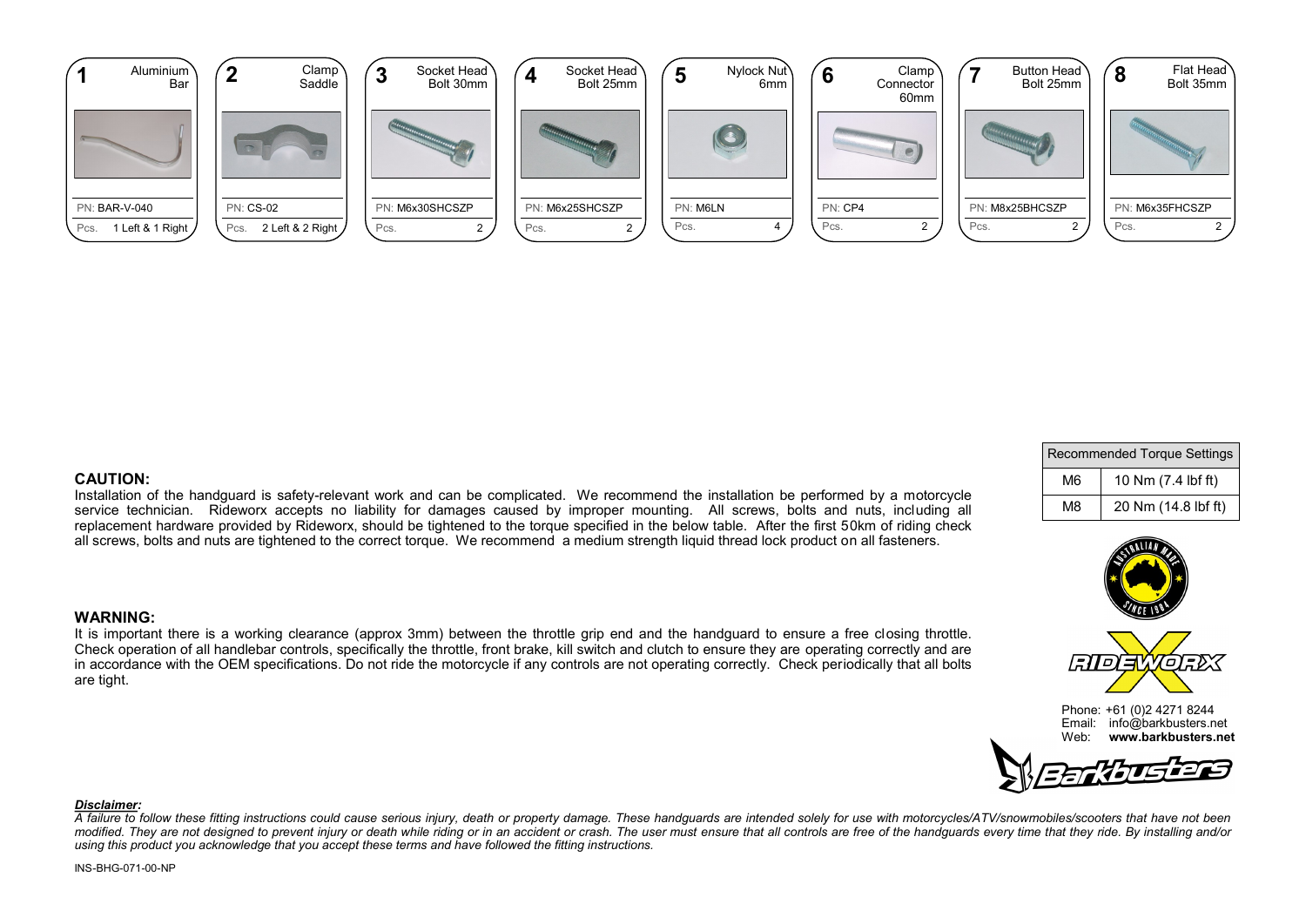| # | Part | PN | Pcs. |
|---|---|---|---|
| 1 | Aluminium Bar | BAR-V-040 | 1 Left & 1 Right |
| 2 | Clamp Saddle | CS-02 | 2 Left & 2 Right |
| 3 | Socket Head Bolt 30mm | M6x30SHCSZP | 2 |
| 4 | Socket Head Bolt 25mm | M6x25SHCSZP | 2 |
| 5 | Nylock Nut 6mm | M6LN | 4 |
| 6 | Clamp Connector 60mm | CP4 | 2 |
| 7 | Button Head Bolt 25mm | M8x25BHCSZP | 2 |
| 8 | Flat Head Bolt 35mm | M6x35FHCSZP | 2 |

| Recommended Torque Settings | |
|---|---|
| M6 | 10 Nm (7.4 lbf ft) |
| M8 | 20 Nm (14.8 lbf ft) |

## CAUTION:

Installation of the handguard is safety-relevant work and can be complicated. We recommend the installation be performed by a motorcycle service technician. Rideworx accepts no liability for damages caused by improper mounting. All screws, bolts and nuts, including all replacement hardware provided by Rideworx, should be tightened to the torque specified in the below table. After the first 50km of riding check all screws, bolts and nuts are tightened to the correct torque. We recommend a medium strength liquid thread lock product on all fasteners.

## WARNING:

It is important there is a working clearance (approx 3mm) between the throttle grip end and the handguard to ensure a free closing throttle. Check operation of all handlebar controls, specifically the throttle, front brake, kill switch and clutch to ensure they are operating correctly and are in accordance with the OEM specifications. Do not ride the motorcycle if any controls are not operating correctly. Check periodically that all bolts are tight.

AUSTRALIAN MADE SINCE 1984

RIDEWORX

Phone: +61 (0)2 4271 8244
Email: info@barkbusters.net
Web: **www.barkbusters.net**

Barkbusters

***Disclaimer:***

*A failure to follow these fitting instructions could cause serious injury, death or property damage. These handguards are intended solely for use with motorcycles/ATV/snowmobiles/scooters that have not been modified. They are not designed to prevent injury or death while riding or in an accident or crash. The user must ensure that all controls are free of the handguards every time that they ride. By installing and/or using this product you acknowledge that you accept these terms and have followed the fitting instructions.*

INS-BHG-071-00-NP